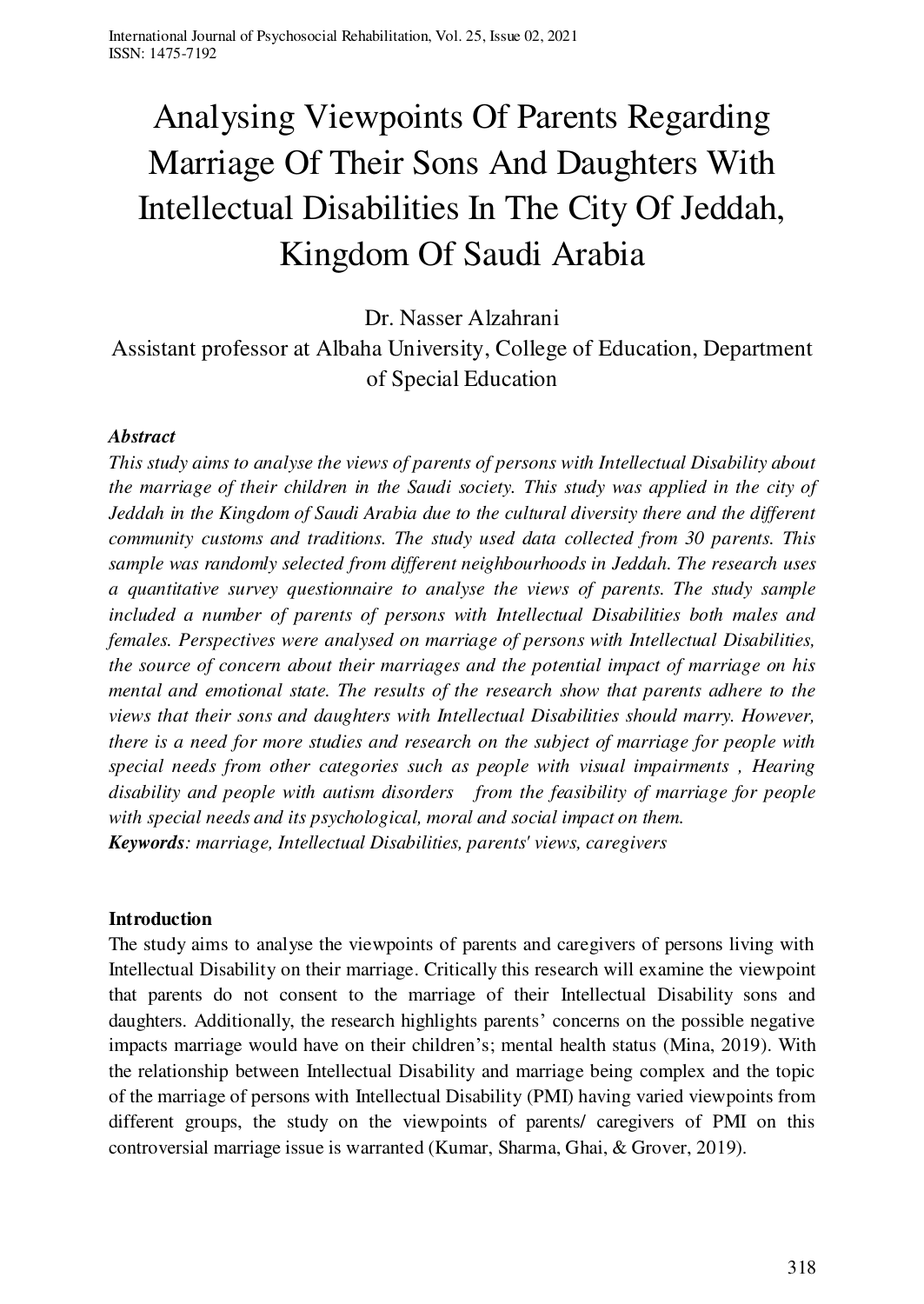# Analysing Viewpoints Of Parents Regarding Marriage Of Their Sons And Daughters With Intellectual Disabilities In The City Of Jeddah, Kingdom Of Saudi Arabia

Dr. Nasser Alzahrani

Assistant professor at Albaha University, College of Education, Department of Special Education

***Abstract***

*This study aims to analyse the views of parents of persons with Intellectual Disability about the marriage of their children in the Saudi society. This study was applied in the city of Jeddah in the Kingdom of Saudi Arabia due to the cultural diversity there and the different community customs and traditions. The study used data collected from 30 parents. This sample was randomly selected from different neighbourhoods in Jeddah. The research uses a quantitative survey questionnaire to analyse the views of parents. The study sample included a number of parents of persons with Intellectual Disabilities both males and females. Perspectives were analysed on marriage of persons with Intellectual Disabilities, the source of concern about their marriages and the potential impact of marriage on his mental and emotional state. The results of the research show that parents adhere to the views that their sons and daughters with Intellectual Disabilities should marry. However, there is a need for more studies and research on the subject of marriage for people with special needs from other categories such as people with visual impairments , Hearing disability and people with autism disorders from the feasibility of marriage for people with special needs and its psychological, moral and social impact on them.*

***Keywords****: marriage, Intellectual Disabilities, parents' views, caregivers*

**Introduction**

The study aims to analyse the viewpoints of parents and caregivers of persons living with Intellectual Disability on their marriage. Critically this research will examine the viewpoint that parents do not consent to the marriage of their Intellectual Disability sons and daughters. Additionally, the research highlights parents' concerns on the possible negative impacts marriage would have on their children's; mental health status (Mina, 2019). With the relationship between Intellectual Disability and marriage being complex and the topic of the marriage of persons with Intellectual Disability (PMI) having varied viewpoints from different groups, the study on the viewpoints of parents/ caregivers of PMI on this controversial marriage issue is warranted (Kumar, Sharma, Ghai, & Grover, 2019).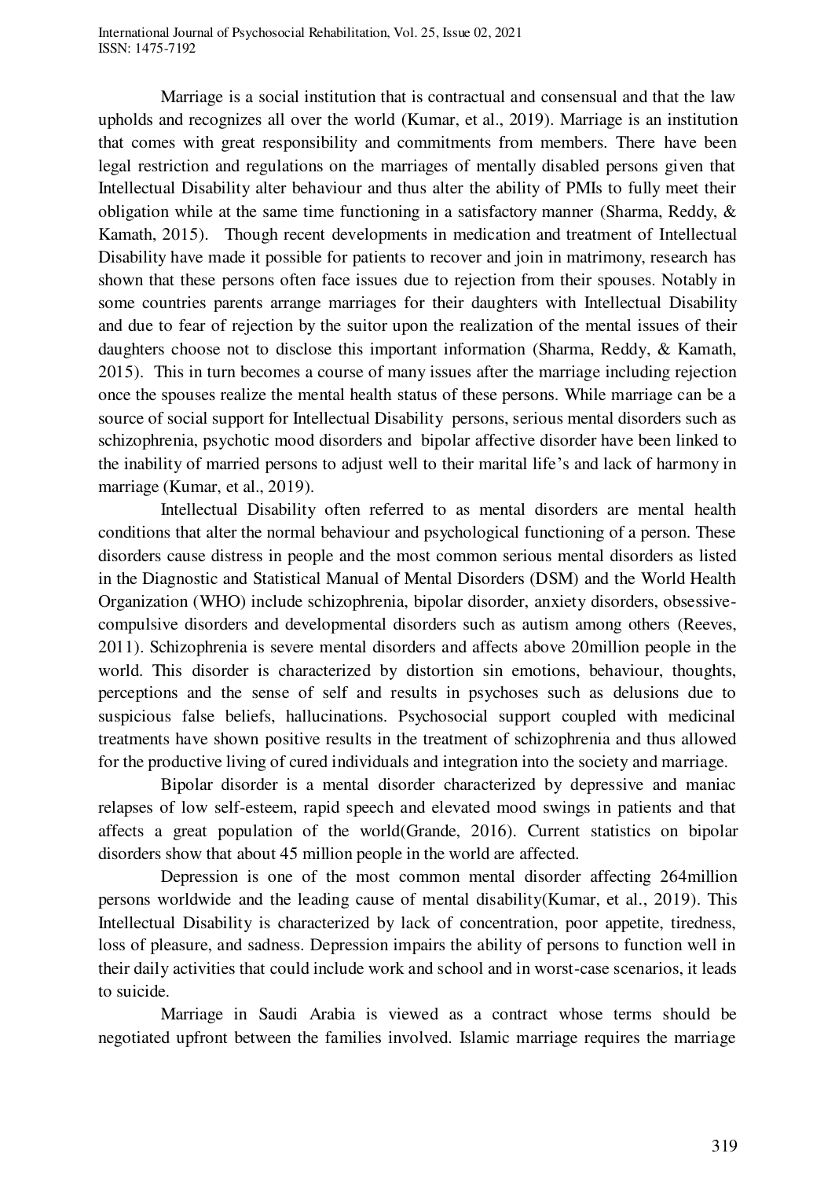Marriage is a social institution that is contractual and consensual and that the law upholds and recognizes all over the world (Kumar, et al., 2019). Marriage is an institution that comes with great responsibility and commitments from members. There have been legal restriction and regulations on the marriages of mentally disabled persons given that Intellectual Disability alter behaviour and thus alter the ability of PMIs to fully meet their obligation while at the same time functioning in a satisfactory manner (Sharma, Reddy, & Kamath, 2015). Though recent developments in medication and treatment of Intellectual Disability have made it possible for patients to recover and join in matrimony, research has shown that these persons often face issues due to rejection from their spouses. Notably in some countries parents arrange marriages for their daughters with Intellectual Disability and due to fear of rejection by the suitor upon the realization of the mental issues of their daughters choose not to disclose this important information (Sharma, Reddy, & Kamath, 2015). This in turn becomes a course of many issues after the marriage including rejection once the spouses realize the mental health status of these persons. While marriage can be a source of social support for Intellectual Disability persons, serious mental disorders such as schizophrenia, psychotic mood disorders and bipolar affective disorder have been linked to the inability of married persons to adjust well to their marital life's and lack of harmony in marriage (Kumar, et al., 2019).

Intellectual Disability often referred to as mental disorders are mental health conditions that alter the normal behaviour and psychological functioning of a person. These disorders cause distress in people and the most common serious mental disorders as listed in the Diagnostic and Statistical Manual of Mental Disorders (DSM) and the World Health Organization (WHO) include schizophrenia, bipolar disorder, anxiety disorders, obsessive-compulsive disorders and developmental disorders such as autism among others (Reeves, 2011). Schizophrenia is severe mental disorders and affects above 20million people in the world. This disorder is characterized by distortion sin emotions, behaviour, thoughts, perceptions and the sense of self and results in psychoses such as delusions due to suspicious false beliefs, hallucinations. Psychosocial support coupled with medicinal treatments have shown positive results in the treatment of schizophrenia and thus allowed for the productive living of cured individuals and integration into the society and marriage.

Bipolar disorder is a mental disorder characterized by depressive and maniac relapses of low self-esteem, rapid speech and elevated mood swings in patients and that affects a great population of the world(Grande, 2016). Current statistics on bipolar disorders show that about 45 million people in the world are affected.

Depression is one of the most common mental disorder affecting 264million persons worldwide and the leading cause of mental disability(Kumar, et al., 2019). This Intellectual Disability is characterized by lack of concentration, poor appetite, tiredness, loss of pleasure, and sadness. Depression impairs the ability of persons to function well in their daily activities that could include work and school and in worst-case scenarios, it leads to suicide.

Marriage in Saudi Arabia is viewed as a contract whose terms should be negotiated upfront between the families involved. Islamic marriage requires the marriage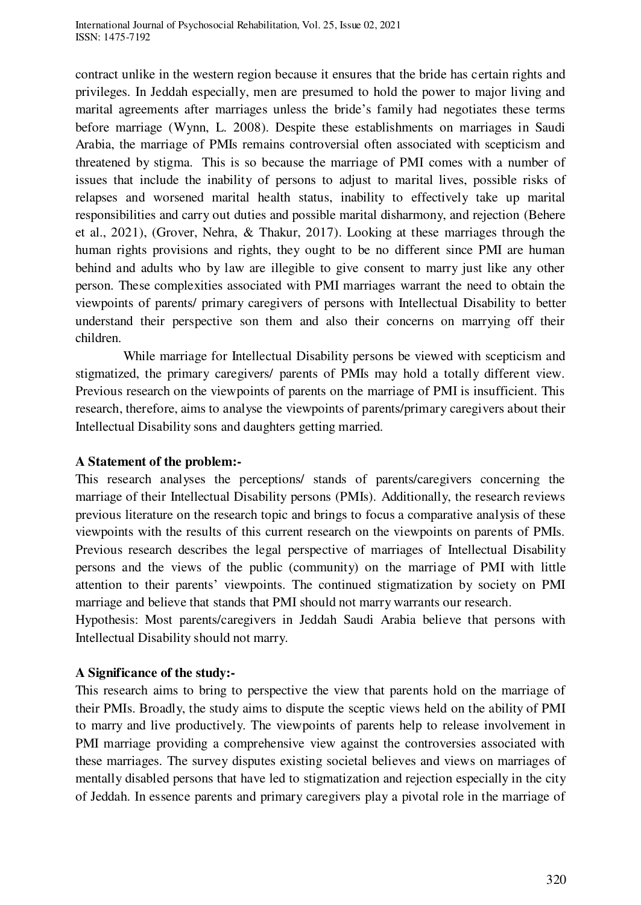contract unlike in the western region because it ensures that the bride has certain rights and privileges. In Jeddah especially, men are presumed to hold the power to major living and marital agreements after marriages unless the bride's family had negotiates these terms before marriage (Wynn, L. 2008). Despite these establishments on marriages in Saudi Arabia, the marriage of PMIs remains controversial often associated with scepticism and threatened by stigma. This is so because the marriage of PMI comes with a number of issues that include the inability of persons to adjust to marital lives, possible risks of relapses and worsened marital health status, inability to effectively take up marital responsibilities and carry out duties and possible marital disharmony, and rejection (Behere et al., 2021), (Grover, Nehra, & Thakur, 2017). Looking at these marriages through the human rights provisions and rights, they ought to be no different since PMI are human behind and adults who by law are illegible to give consent to marry just like any other person. These complexities associated with PMI marriages warrant the need to obtain the viewpoints of parents/ primary caregivers of persons with Intellectual Disability to better understand their perspective son them and also their concerns on marrying off their children.

While marriage for Intellectual Disability persons be viewed with scepticism and stigmatized, the primary caregivers/ parents of PMIs may hold a totally different view. Previous research on the viewpoints of parents on the marriage of PMI is insufficient. This research, therefore, aims to analyse the viewpoints of parents/primary caregivers about their Intellectual Disability sons and daughters getting married.

**A Statement of the problem:-**

This research analyses the perceptions/ stands of parents/caregivers concerning the marriage of their Intellectual Disability persons (PMIs). Additionally, the research reviews previous literature on the research topic and brings to focus a comparative analysis of these viewpoints with the results of this current research on the viewpoints on parents of PMIs. Previous research describes the legal perspective of marriages of Intellectual Disability persons and the views of the public (community) on the marriage of PMI with little attention to their parents' viewpoints. The continued stigmatization by society on PMI marriage and believe that stands that PMI should not marry warrants our research.

Hypothesis: Most parents/caregivers in Jeddah Saudi Arabia believe that persons with Intellectual Disability should not marry.

**A Significance of the study:-**

This research aims to bring to perspective the view that parents hold on the marriage of their PMIs. Broadly, the study aims to dispute the sceptic views held on the ability of PMI to marry and live productively. The viewpoints of parents help to release involvement in PMI marriage providing a comprehensive view against the controversies associated with these marriages. The survey disputes existing societal believes and views on marriages of mentally disabled persons that have led to stigmatization and rejection especially in the city of Jeddah. In essence parents and primary caregivers play a pivotal role in the marriage of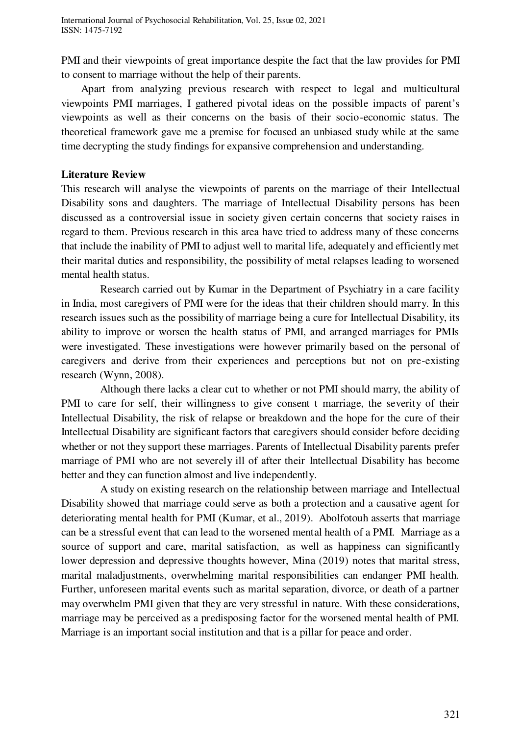PMI and their viewpoints of great importance despite the fact that the law provides for PMI to consent to marriage without the help of their parents.

Apart from analyzing previous research with respect to legal and multicultural viewpoints PMI marriages, I gathered pivotal ideas on the possible impacts of parent's viewpoints as well as their concerns on the basis of their socio-economic status. The theoretical framework gave me a premise for focused an unbiased study while at the same time decrypting the study findings for expansive comprehension and understanding.

**Literature Review**

This research will analyse the viewpoints of parents on the marriage of their Intellectual Disability sons and daughters. The marriage of Intellectual Disability persons has been discussed as a controversial issue in society given certain concerns that society raises in regard to them. Previous research in this area have tried to address many of these concerns that include the inability of PMI to adjust well to marital life, adequately and efficiently met their marital duties and responsibility, the possibility of metal relapses leading to worsened mental health status.

Research carried out by Kumar in the Department of Psychiatry in a care facility in India, most caregivers of PMI were for the ideas that their children should marry. In this research issues such as the possibility of marriage being a cure for Intellectual Disability, its ability to improve or worsen the health status of PMI, and arranged marriages for PMIs were investigated. These investigations were however primarily based on the personal of caregivers and derive from their experiences and perceptions but not on pre-existing research (Wynn, 2008).

Although there lacks a clear cut to whether or not PMI should marry, the ability of PMI to care for self, their willingness to give consent t marriage, the severity of their Intellectual Disability, the risk of relapse or breakdown and the hope for the cure of their Intellectual Disability are significant factors that caregivers should consider before deciding whether or not they support these marriages. Parents of Intellectual Disability parents prefer marriage of PMI who are not severely ill of after their Intellectual Disability has become better and they can function almost and live independently.

A study on existing research on the relationship between marriage and Intellectual Disability showed that marriage could serve as both a protection and a causative agent for deteriorating mental health for PMI (Kumar, et al., 2019). Abolfotouh asserts that marriage can be a stressful event that can lead to the worsened mental health of a PMI. Marriage as a source of support and care, marital satisfaction, as well as happiness can significantly lower depression and depressive thoughts however, Mina (2019) notes that marital stress, marital maladjustments, overwhelming marital responsibilities can endanger PMI health. Further, unforeseen marital events such as marital separation, divorce, or death of a partner may overwhelm PMI given that they are very stressful in nature. With these considerations, marriage may be perceived as a predisposing factor for the worsened mental health of PMI. Marriage is an important social institution and that is a pillar for peace and order.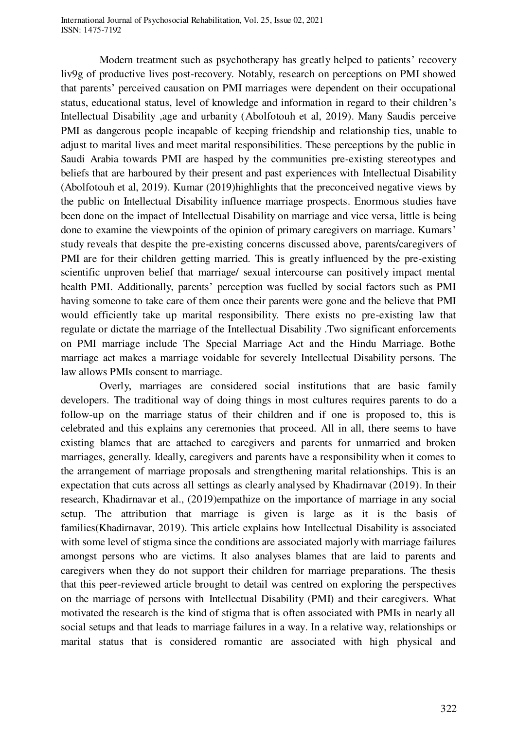Modern treatment such as psychotherapy has greatly helped to patients' recovery liv9g of productive lives post-recovery. Notably, research on perceptions on PMI showed that parents' perceived causation on PMI marriages were dependent on their occupational status, educational status, level of knowledge and information in regard to their children's Intellectual Disability ,age and urbanity (Abolfotouh et al, 2019). Many Saudis perceive PMI as dangerous people incapable of keeping friendship and relationship ties, unable to adjust to marital lives and meet marital responsibilities. These perceptions by the public in Saudi Arabia towards PMI are hasped by the communities pre-existing stereotypes and beliefs that are harboured by their present and past experiences with Intellectual Disability (Abolfotouh et al, 2019). Kumar (2019)highlights that the preconceived negative views by the public on Intellectual Disability influence marriage prospects. Enormous studies have been done on the impact of Intellectual Disability on marriage and vice versa, little is being done to examine the viewpoints of the opinion of primary caregivers on marriage. Kumars' study reveals that despite the pre-existing concerns discussed above, parents/caregivers of PMI are for their children getting married. This is greatly influenced by the pre-existing scientific unproven belief that marriage/ sexual intercourse can positively impact mental health PMI. Additionally, parents' perception was fuelled by social factors such as PMI having someone to take care of them once their parents were gone and the believe that PMI would efficiently take up marital responsibility. There exists no pre-existing law that regulate or dictate the marriage of the Intellectual Disability .Two significant enforcements on PMI marriage include The Special Marriage Act and the Hindu Marriage. Bothe marriage act makes a marriage voidable for severely Intellectual Disability persons. The law allows PMIs consent to marriage.

Overly, marriages are considered social institutions that are basic family developers. The traditional way of doing things in most cultures requires parents to do a follow-up on the marriage status of their children and if one is proposed to, this is celebrated and this explains any ceremonies that proceed. All in all, there seems to have existing blames that are attached to caregivers and parents for unmarried and broken marriages, generally. Ideally, caregivers and parents have a responsibility when it comes to the arrangement of marriage proposals and strengthening marital relationships. This is an expectation that cuts across all settings as clearly analysed by Khadirnavar (2019). In their research, Khadirnavar et al., (2019)empathize on the importance of marriage in any social setup. The attribution that marriage is given is large as it is the basis of families(Khadirnavar, 2019). This article explains how Intellectual Disability is associated with some level of stigma since the conditions are associated majorly with marriage failures amongst persons who are victims. It also analyses blames that are laid to parents and caregivers when they do not support their children for marriage preparations. The thesis that this peer-reviewed article brought to detail was centred on exploring the perspectives on the marriage of persons with Intellectual Disability (PMI) and their caregivers. What motivated the research is the kind of stigma that is often associated with PMIs in nearly all social setups and that leads to marriage failures in a way. In a relative way, relationships or marital status that is considered romantic are associated with high physical and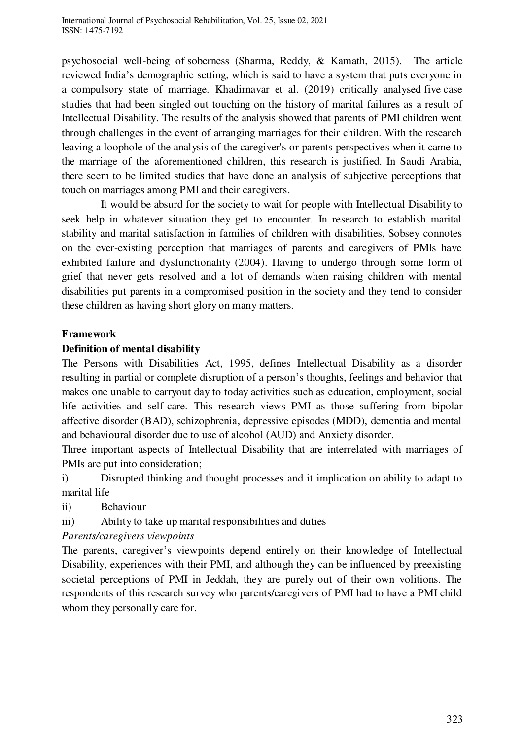psychosocial well-being of soberness (Sharma, Reddy, & Kamath, 2015). The article reviewed India's demographic setting, which is said to have a system that puts everyone in a compulsory state of marriage. Khadirnavar et al. (2019) critically analysed five case studies that had been singled out touching on the history of marital failures as a result of Intellectual Disability. The results of the analysis showed that parents of PMI children went through challenges in the event of arranging marriages for their children. With the research leaving a loophole of the analysis of the caregiver's or parents perspectives when it came to the marriage of the aforementioned children, this research is justified. In Saudi Arabia, there seem to be limited studies that have done an analysis of subjective perceptions that touch on marriages among PMI and their caregivers.

It would be absurd for the society to wait for people with Intellectual Disability to seek help in whatever situation they get to encounter. In research to establish marital stability and marital satisfaction in families of children with disabilities, Sobsey connotes on the ever-existing perception that marriages of parents and caregivers of PMIs have exhibited failure and dysfunctionality (2004). Having to undergo through some form of grief that never gets resolved and a lot of demands when raising children with mental disabilities put parents in a compromised position in the society and they tend to consider these children as having short glory on many matters.

## Framework

### Definition of mental disability

The Persons with Disabilities Act, 1995, defines Intellectual Disability as a disorder resulting in partial or complete disruption of a person's thoughts, feelings and behavior that makes one unable to carryout day to today activities such as education, employment, social life activities and self-care. This research views PMI as those suffering from bipolar affective disorder (BAD), schizophrenia, depressive episodes (MDD), dementia and mental and behavioural disorder due to use of alcohol (AUD) and Anxiety disorder.

Three important aspects of Intellectual Disability that are interrelated with marriages of PMIs are put into consideration;

i) Disrupted thinking and thought processes and it implication on ability to adapt to marital life

ii) Behaviour

iii) Ability to take up marital responsibilities and duties

*Parents/caregivers viewpoints*

The parents, caregiver's viewpoints depend entirely on their knowledge of Intellectual Disability, experiences with their PMI, and although they can be influenced by preexisting societal perceptions of PMI in Jeddah, they are purely out of their own volitions. The respondents of this research survey who parents/caregivers of PMI had to have a PMI child whom they personally care for.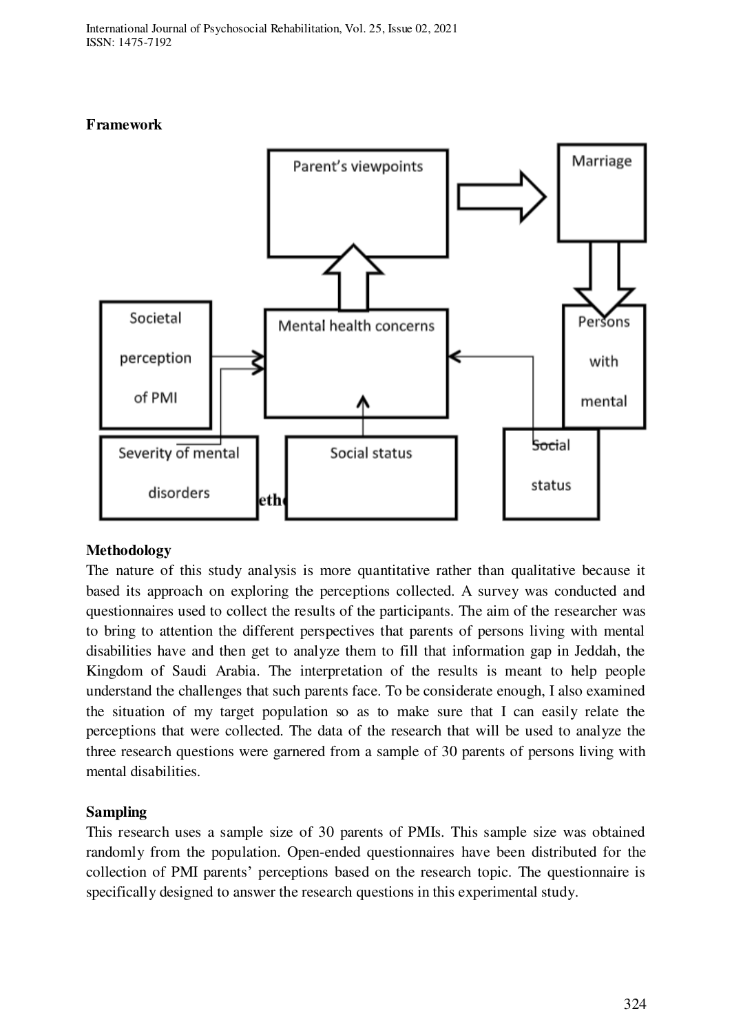**Framework**

Parent's viewpoints

Marriage

Societal perception of PMI

Mental health concerns

Persons with mental

Severity of mental disorders

Social status

Social status

**Methodology**

The nature of this study analysis is more quantitative rather than qualitative because it based its approach on exploring the perceptions collected. A survey was conducted and questionnaires used to collect the results of the participants. The aim of the researcher was to bring to attention the different perspectives that parents of persons living with mental disabilities have and then get to analyze them to fill that information gap in Jeddah, the Kingdom of Saudi Arabia. The interpretation of the results is meant to help people understand the challenges that such parents face. To be considerate enough, I also examined the situation of my target population so as to make sure that I can easily relate the perceptions that were collected. The data of the research that will be used to analyze the three research questions were garnered from a sample of 30 parents of persons living with mental disabilities.

**Sampling**

This research uses a sample size of 30 parents of PMIs. This sample size was obtained randomly from the population. Open-ended questionnaires have been distributed for the collection of PMI parents' perceptions based on the research topic. The questionnaire is specifically designed to answer the research questions in this experimental study.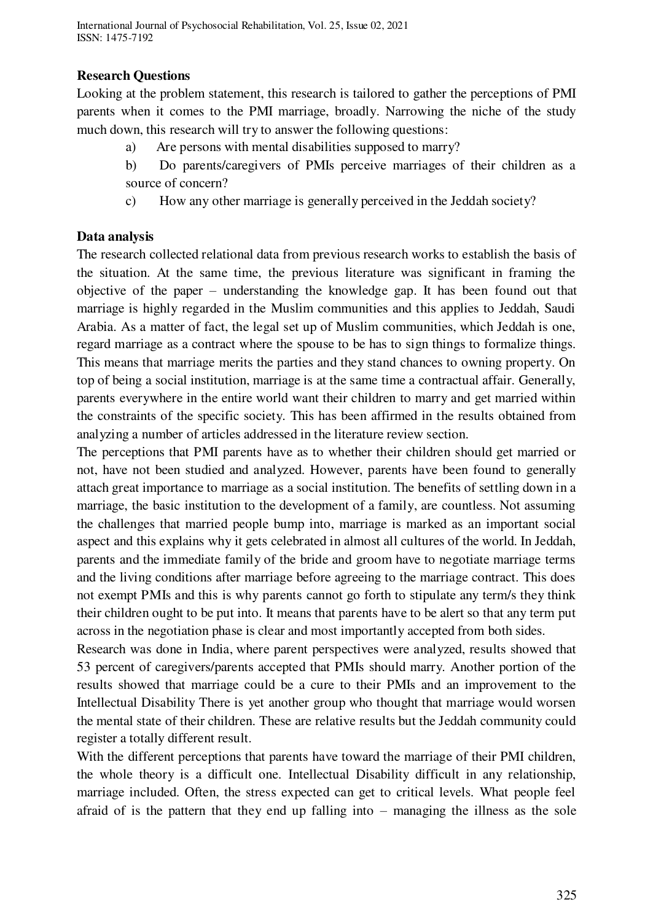**Research Questions**

Looking at the problem statement, this research is tailored to gather the perceptions of PMI parents when it comes to the PMI marriage, broadly. Narrowing the niche of the study much down, this research will try to answer the following questions:

a) Are persons with mental disabilities supposed to marry?

b) Do parents/caregivers of PMIs perceive marriages of their children as a source of concern?

c) How any other marriage is generally perceived in the Jeddah society?

**Data analysis**

The research collected relational data from previous research works to establish the basis of the situation. At the same time, the previous literature was significant in framing the objective of the paper – understanding the knowledge gap. It has been found out that marriage is highly regarded in the Muslim communities and this applies to Jeddah, Saudi Arabia. As a matter of fact, the legal set up of Muslim communities, which Jeddah is one, regard marriage as a contract where the spouse to be has to sign things to formalize things. This means that marriage merits the parties and they stand chances to owning property. On top of being a social institution, marriage is at the same time a contractual affair. Generally, parents everywhere in the entire world want their children to marry and get married within the constraints of the specific society. This has been affirmed in the results obtained from analyzing a number of articles addressed in the literature review section.

The perceptions that PMI parents have as to whether their children should get married or not, have not been studied and analyzed. However, parents have been found to generally attach great importance to marriage as a social institution. The benefits of settling down in a marriage, the basic institution to the development of a family, are countless. Not assuming the challenges that married people bump into, marriage is marked as an important social aspect and this explains why it gets celebrated in almost all cultures of the world. In Jeddah, parents and the immediate family of the bride and groom have to negotiate marriage terms and the living conditions after marriage before agreeing to the marriage contract. This does not exempt PMIs and this is why parents cannot go forth to stipulate any term/s they think their children ought to be put into. It means that parents have to be alert so that any term put across in the negotiation phase is clear and most importantly accepted from both sides.

Research was done in India, where parent perspectives were analyzed, results showed that 53 percent of caregivers/parents accepted that PMIs should marry. Another portion of the results showed that marriage could be a cure to their PMIs and an improvement to the Intellectual Disability There is yet another group who thought that marriage would worsen the mental state of their children. These are relative results but the Jeddah community could register a totally different result.

With the different perceptions that parents have toward the marriage of their PMI children, the whole theory is a difficult one. Intellectual Disability difficult in any relationship, marriage included. Often, the stress expected can get to critical levels. What people feel afraid of is the pattern that they end up falling into – managing the illness as the sole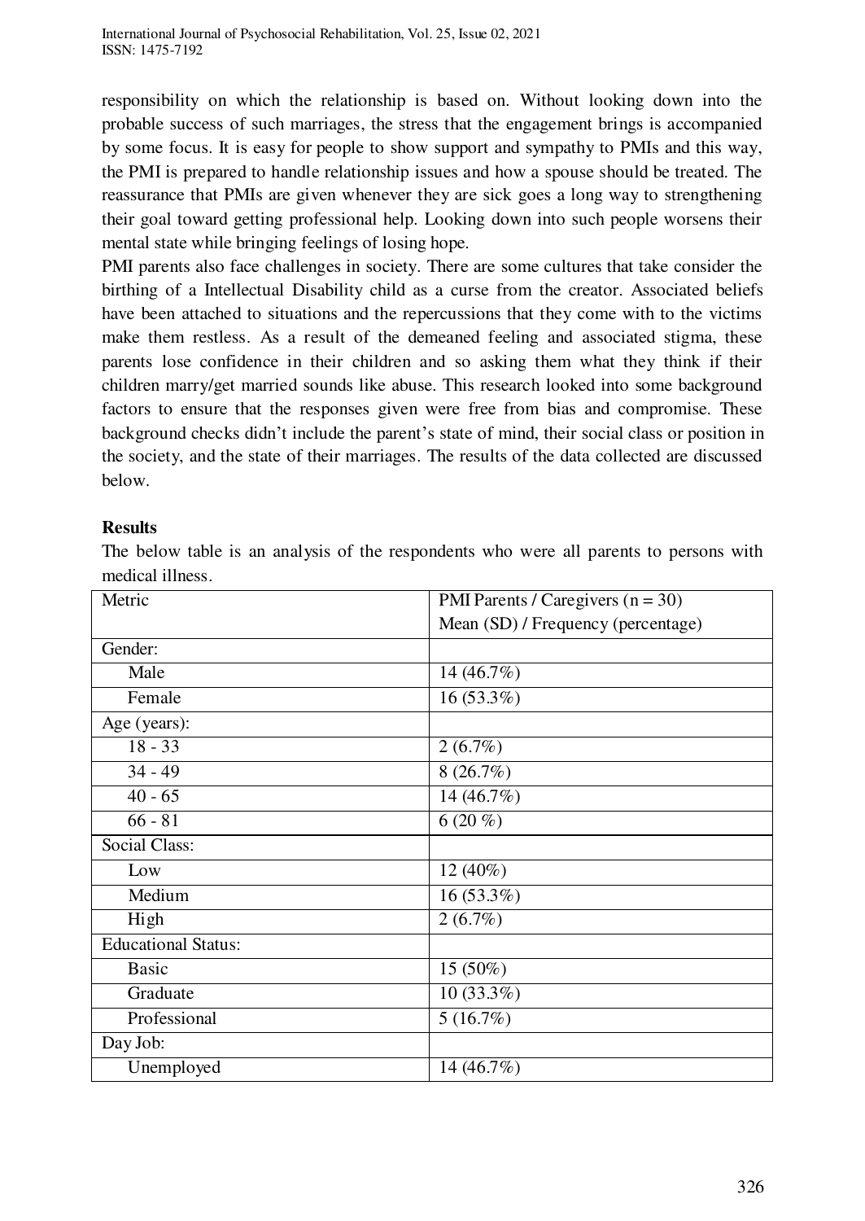responsibility on which the relationship is based on. Without looking down into the probable success of such marriages, the stress that the engagement brings is accompanied by some focus. It is easy for people to show support and sympathy to PMIs and this way, the PMI is prepared to handle relationship issues and how a spouse should be treated. The reassurance that PMIs are given whenever they are sick goes a long way to strengthening their goal toward getting professional help. Looking down into such people worsens their mental state while bringing feelings of losing hope.

PMI parents also face challenges in society. There are some cultures that take consider the birthing of a Intellectual Disability child as a curse from the creator. Associated beliefs have been attached to situations and the repercussions that they come with to the victims make them restless. As a result of the demeaned feeling and associated stigma, these parents lose confidence in their children and so asking them what they think if their children marry/get married sounds like abuse. This research looked into some background factors to ensure that the responses given were free from bias and compromise. These background checks didn't include the parent's state of mind, their social class or position in the society, and the state of their marriages. The results of the data collected are discussed below.

**Results**

The below table is an analysis of the respondents who were all parents to persons with medical illness.

| Metric | PMI Parents / Caregivers (n = 30)<br>Mean (SD) / Frequency (percentage) |
|---|---|
| Gender: | |
| Male | 14 (46.7%) |
| Female | 16 (53.3%) |
| Age (years): | |
| 18 - 33 | 2 (6.7%) |
| 34 - 49 | 8 (26.7%) |
| 40 - 65 | 14 (46.7%) |
| 66 - 81 | 6 (20 %) |
| Social Class: | |
| Low | 12 (40%) |
| Medium | 16 (53.3%) |
| High | 2 (6.7%) |
| Educational Status: | |
| Basic | 15 (50%) |
| Graduate | 10 (33.3%) |
| Professional | 5 (16.7%) |
| Day Job: | |
| Unemployed | 14 (46.7%) |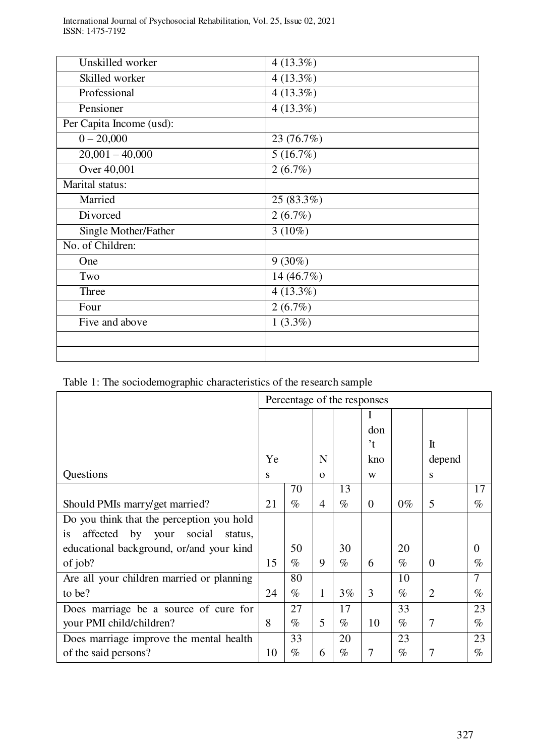| | |
|---|---|
| Unskilled worker | 4 (13.3%) |
| Skilled worker | 4 (13.3%) |
| Professional | 4 (13.3%) |
| Pensioner | 4 (13.3%) |
| Per Capita Income (usd): | |
| 0 – 20,000 | 23 (76.7%) |
| 20,001 – 40,000 | 5 (16.7%) |
| Over 40,001 | 2 (6.7%) |
| Marital status: | |
| Married | 25 (83.3%) |
| Divorced | 2 (6.7%) |
| Single Mother/Father | 3 (10%) |
| No. of Children: | |
| One | 9 (30%) |
| Two | 14 (46.7%) |
| Three | 4 (13.3%) |
| Four | 2 (6.7%) |
| Five and above | 1 (3.3%) |
| | |
| | |

Table 1: The sociodemographic characteristics of the research sample

| Questions | Percentage of the responses | | | | | | | |
|---|---|---|---|---|---|---|---|---|
| | Yes | | No | | I don't know | | It depends | |
| Should PMIs marry/get married? | 21 | 70 % | 4 | 13 % | 0 | 0% | 5 | 17 % |
| Do you think that the perception you hold is affected by your social status, educational background, or/and your kind of job? | 15 | 50 % | 9 | 30 % | 6 | 20 % | 0 | 0 % |
| Are all your children married or planning to be? | 24 | 80 % | 1 | 3% | 3 | 10 % | 2 | 7 % |
| Does marriage be a source of cure for your PMI child/children? | 8 | 27 % | 5 | 17 % | 10 | 33 % | 7 | 23 % |
| Does marriage improve the mental health of the said persons? | 10 | 33 % | 6 | 20 % | 7 | 23 % | 7 | 23 % |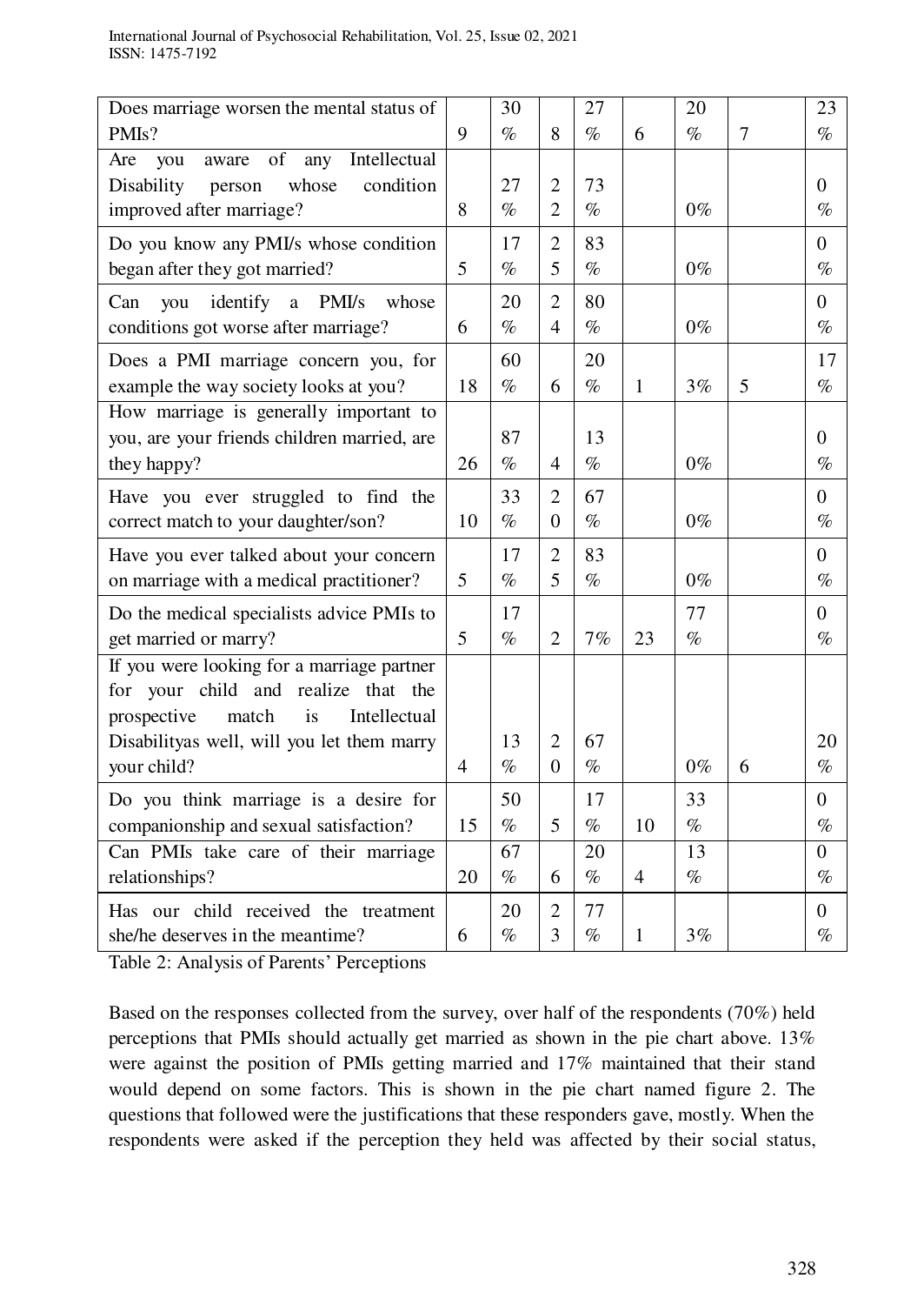| | | | | | | | | |
|---|---|---|---|---|---|---|---|---|
| Does marriage worsen the mental status of PMIs? | 9 | 30 % | 8 | 27 % | 6 | 20 % | 7 | 23 % |
| Are you aware of any Intellectual Disability person whose condition improved after marriage? | 8 | 27 % | 22 | 73 % | | 0% | | 0 % |
| Do you know any PMI/s whose condition began after they got married? | 5 | 17 % | 25 | 83 % | | 0% | | 0 % |
| Can you identify a PMI/s whose conditions got worse after marriage? | 6 | 20 % | 24 | 80 % | | 0% | | 0 % |
| Does a PMI marriage concern you, for example the way society looks at you? | 18 | 60 % | 6 | 20 % | 1 | 3% | 5 | 17 % |
| How marriage is generally important to you, are your friends children married, are they happy? | 26 | 87 % | 4 | 13 % | | 0% | | 0 % |
| Have you ever struggled to find the correct match to your daughter/son? | 10 | 33 % | 20 | 67 % | | 0% | | 0 % |
| Have you ever talked about your concern on marriage with a medical practitioner? | 5 | 17 % | 25 | 83 % | | 0% | | 0 % |
| Do the medical specialists advice PMIs to get married or marry? | 5 | 17 % | 2 | 7% | 23 | 77 % | | 0 % |
| If you were looking for a marriage partner for your child and realize that the prospective match is Intellectual Disabilityas well, will you let them marry your child? | 4 | 13 % | 20 | 67 % | | 0% | 6 | 20 % |
| Do you think marriage is a desire for companionship and sexual satisfaction? | 15 | 50 % | 5 | 17 % | 10 | 33 % | | 0 % |
| Can PMIs take care of their marriage relationships? | 20 | 67 % | 6 | 20 % | 4 | 13 % | | 0 % |
| Has our child received the treatment she/he deserves in the meantime? | 6 | 20 % | 23 | 77 % | 1 | 3% | | 0 % |

Table 2: Analysis of Parents' Perceptions

Based on the responses collected from the survey, over half of the respondents (70%) held perceptions that PMIs should actually get married as shown in the pie chart above. 13% were against the position of PMIs getting married and 17% maintained that their stand would depend on some factors. This is shown in the pie chart named figure 2. The questions that followed were the justifications that these responders gave, mostly. When the respondents were asked if the perception they held was affected by their social status,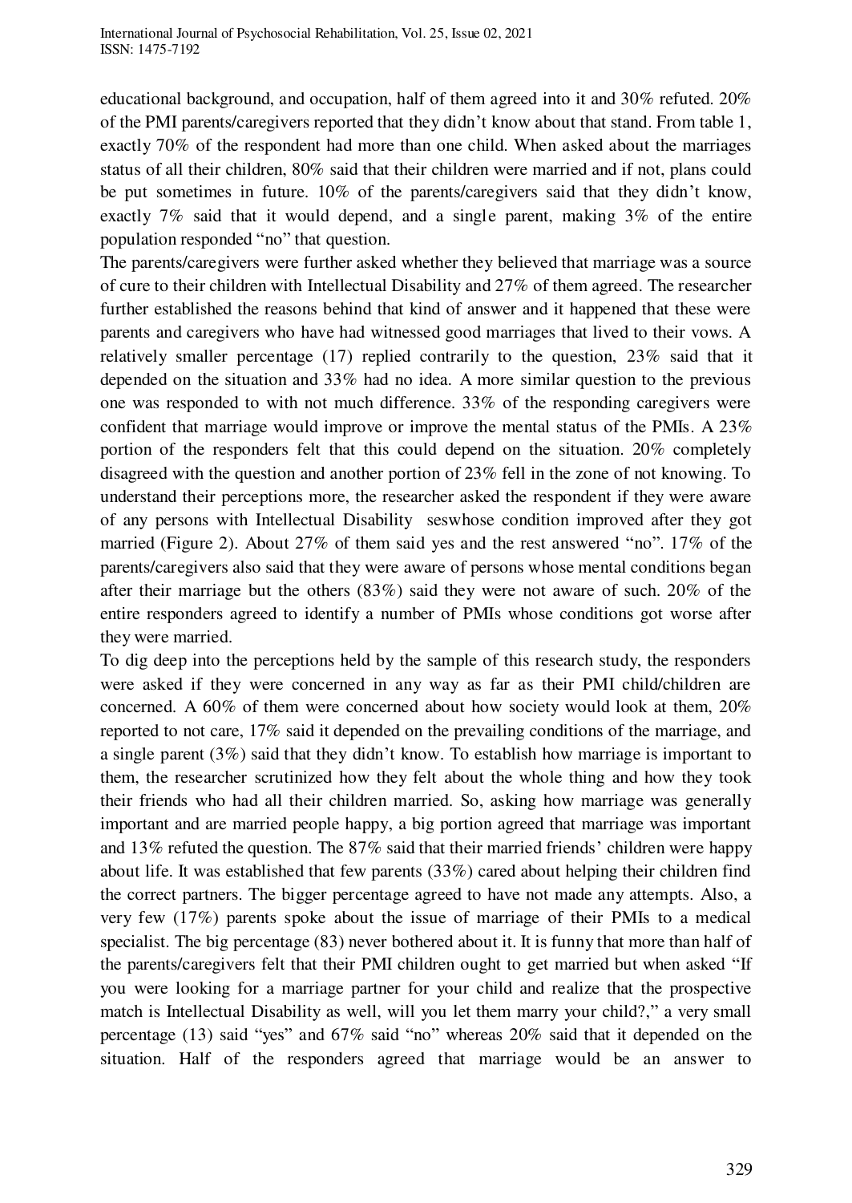educational background, and occupation, half of them agreed into it and 30% refuted. 20% of the PMI parents/caregivers reported that they didn't know about that stand. From table 1, exactly 70% of the respondent had more than one child. When asked about the marriages status of all their children, 80% said that their children were married and if not, plans could be put sometimes in future. 10% of the parents/caregivers said that they didn't know, exactly 7% said that it would depend, and a single parent, making 3% of the entire population responded "no" that question.

The parents/caregivers were further asked whether they believed that marriage was a source of cure to their children with Intellectual Disability and 27% of them agreed. The researcher further established the reasons behind that kind of answer and it happened that these were parents and caregivers who have had witnessed good marriages that lived to their vows. A relatively smaller percentage (17) replied contrarily to the question, 23% said that it depended on the situation and 33% had no idea. A more similar question to the previous one was responded to with not much difference. 33% of the responding caregivers were confident that marriage would improve or improve the mental status of the PMIs. A 23% portion of the responders felt that this could depend on the situation. 20% completely disagreed with the question and another portion of 23% fell in the zone of not knowing. To understand their perceptions more, the researcher asked the respondent if they were aware of any persons with Intellectual Disability seswhose condition improved after they got married (Figure 2). About 27% of them said yes and the rest answered "no". 17% of the parents/caregivers also said that they were aware of persons whose mental conditions began after their marriage but the others (83%) said they were not aware of such. 20% of the entire responders agreed to identify a number of PMIs whose conditions got worse after they were married.

To dig deep into the perceptions held by the sample of this research study, the responders were asked if they were concerned in any way as far as their PMI child/children are concerned. A 60% of them were concerned about how society would look at them, 20% reported to not care, 17% said it depended on the prevailing conditions of the marriage, and a single parent (3%) said that they didn't know. To establish how marriage is important to them, the researcher scrutinized how they felt about the whole thing and how they took their friends who had all their children married. So, asking how marriage was generally important and are married people happy, a big portion agreed that marriage was important and 13% refuted the question. The 87% said that their married friends' children were happy about life. It was established that few parents (33%) cared about helping their children find the correct partners. The bigger percentage agreed to have not made any attempts. Also, a very few (17%) parents spoke about the issue of marriage of their PMIs to a medical specialist. The big percentage (83) never bothered about it. It is funny that more than half of the parents/caregivers felt that their PMI children ought to get married but when asked "If you were looking for a marriage partner for your child and realize that the prospective match is Intellectual Disability as well, will you let them marry your child?," a very small percentage (13) said "yes" and 67% said "no" whereas 20% said that it depended on the situation. Half of the responders agreed that marriage would be an answer to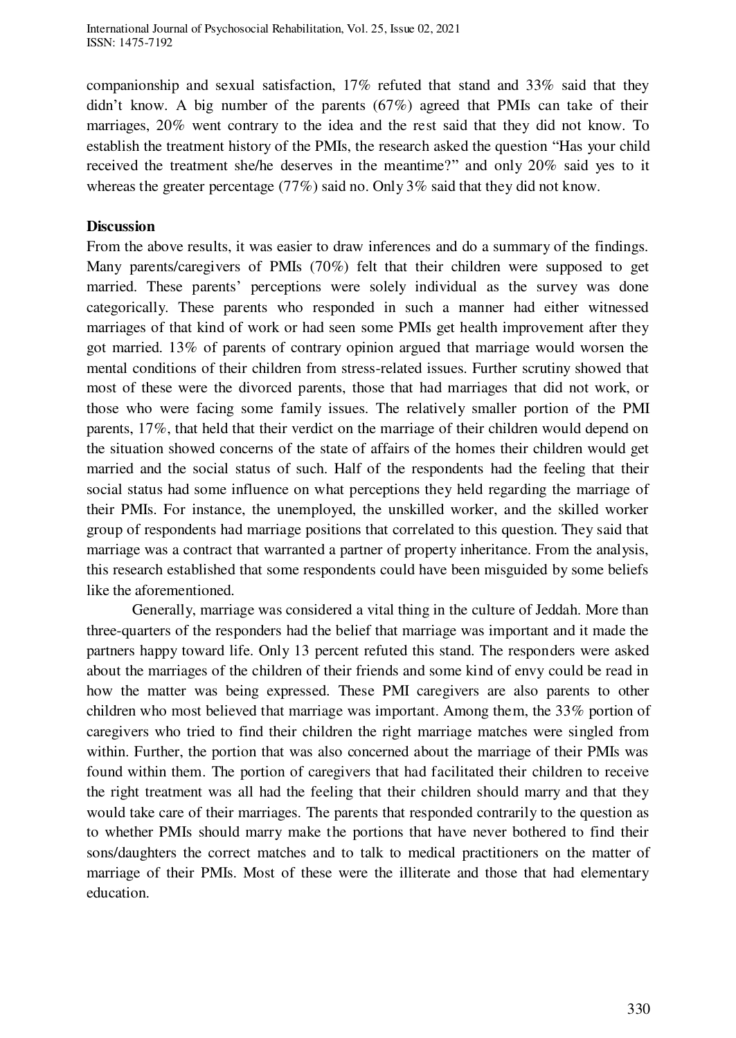companionship and sexual satisfaction, 17% refuted that stand and 33% said that they didn't know. A big number of the parents (67%) agreed that PMIs can take of their marriages, 20% went contrary to the idea and the rest said that they did not know. To establish the treatment history of the PMIs, the research asked the question "Has your child received the treatment she/he deserves in the meantime?" and only 20% said yes to it whereas the greater percentage (77%) said no. Only 3% said that they did not know.

**Discussion**

From the above results, it was easier to draw inferences and do a summary of the findings. Many parents/caregivers of PMIs (70%) felt that their children were supposed to get married. These parents' perceptions were solely individual as the survey was done categorically. These parents who responded in such a manner had either witnessed marriages of that kind of work or had seen some PMIs get health improvement after they got married. 13% of parents of contrary opinion argued that marriage would worsen the mental conditions of their children from stress-related issues. Further scrutiny showed that most of these were the divorced parents, those that had marriages that did not work, or those who were facing some family issues. The relatively smaller portion of the PMI parents, 17%, that held that their verdict on the marriage of their children would depend on the situation showed concerns of the state of affairs of the homes their children would get married and the social status of such. Half of the respondents had the feeling that their social status had some influence on what perceptions they held regarding the marriage of their PMIs. For instance, the unemployed, the unskilled worker, and the skilled worker group of respondents had marriage positions that correlated to this question. They said that marriage was a contract that warranted a partner of property inheritance. From the analysis, this research established that some respondents could have been misguided by some beliefs like the aforementioned.

Generally, marriage was considered a vital thing in the culture of Jeddah. More than three-quarters of the responders had the belief that marriage was important and it made the partners happy toward life. Only 13 percent refuted this stand. The responders were asked about the marriages of the children of their friends and some kind of envy could be read in how the matter was being expressed. These PMI caregivers are also parents to other children who most believed that marriage was important. Among them, the 33% portion of caregivers who tried to find their children the right marriage matches were singled from within. Further, the portion that was also concerned about the marriage of their PMIs was found within them. The portion of caregivers that had facilitated their children to receive the right treatment was all had the feeling that their children should marry and that they would take care of their marriages. The parents that responded contrarily to the question as to whether PMIs should marry make the portions that have never bothered to find their sons/daughters the correct matches and to talk to medical practitioners on the matter of marriage of their PMIs. Most of these were the illiterate and those that had elementary education.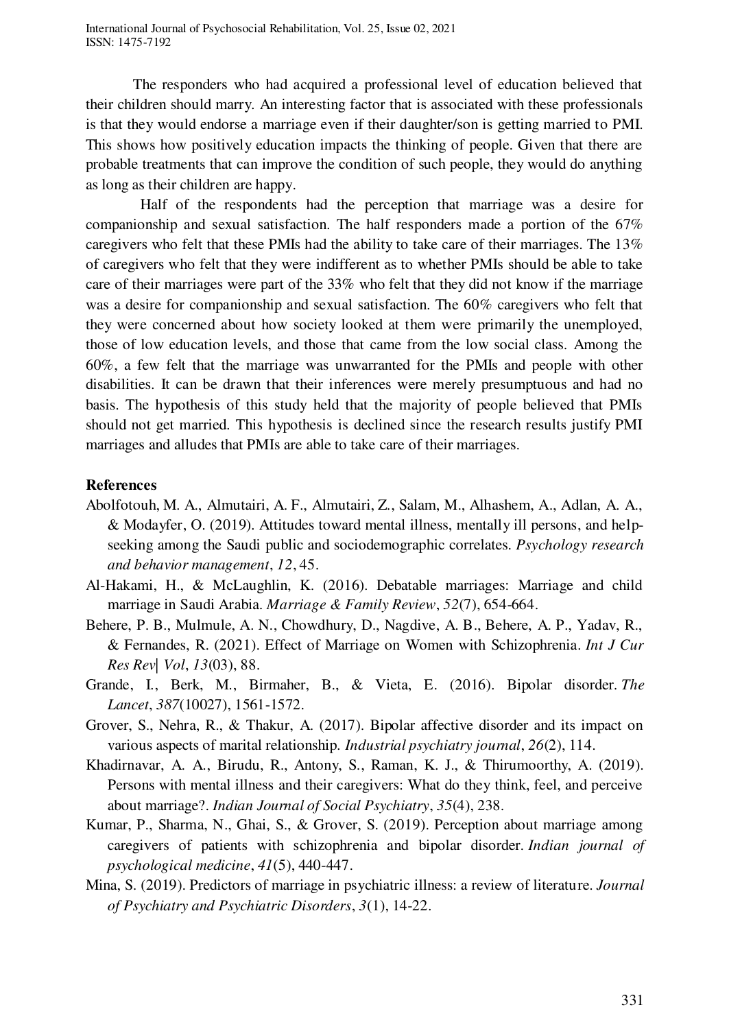The responders who had acquired a professional level of education believed that their children should marry. An interesting factor that is associated with these professionals is that they would endorse a marriage even if their daughter/son is getting married to PMI. This shows how positively education impacts the thinking of people. Given that there are probable treatments that can improve the condition of such people, they would do anything as long as their children are happy.

Half of the respondents had the perception that marriage was a desire for companionship and sexual satisfaction. The half responders made a portion of the 67% caregivers who felt that these PMIs had the ability to take care of their marriages. The 13% of caregivers who felt that they were indifferent as to whether PMIs should be able to take care of their marriages were part of the 33% who felt that they did not know if the marriage was a desire for companionship and sexual satisfaction. The 60% caregivers who felt that they were concerned about how society looked at them were primarily the unemployed, those of low education levels, and those that came from the low social class. Among the 60%, a few felt that the marriage was unwarranted for the PMIs and people with other disabilities. It can be drawn that their inferences were merely presumptuous and had no basis. The hypothesis of this study held that the majority of people believed that PMIs should not get married. This hypothesis is declined since the research results justify PMI marriages and alludes that PMIs are able to take care of their marriages.

**References**

Abolfotouh, M. A., Almutairi, A. F., Almutairi, Z., Salam, M., Alhashem, A., Adlan, A. A., & Modayfer, O. (2019). Attitudes toward mental illness, mentally ill persons, and help-seeking among the Saudi public and sociodemographic correlates. *Psychology research and behavior management*, *12*, 45.

Al-Hakami, H., & McLaughlin, K. (2016). Debatable marriages: Marriage and child marriage in Saudi Arabia. *Marriage & Family Review*, *52*(7), 654-664.

Behere, P. B., Mulmule, A. N., Chowdhury, D., Nagdive, A. B., Behere, A. P., Yadav, R., & Fernandes, R. (2021). Effect of Marriage on Women with Schizophrenia. *Int J Cur Res Rev| Vol*, *13*(03), 88.

Grande, I., Berk, M., Birmaher, B., & Vieta, E. (2016). Bipolar disorder. *The Lancet*, *387*(10027), 1561-1572.

Grover, S., Nehra, R., & Thakur, A. (2017). Bipolar affective disorder and its impact on various aspects of marital relationship. *Industrial psychiatry journal*, *26*(2), 114.

Khadirnavar, A. A., Birudu, R., Antony, S., Raman, K. J., & Thirumoorthy, A. (2019). Persons with mental illness and their caregivers: What do they think, feel, and perceive about marriage?. *Indian Journal of Social Psychiatry*, *35*(4), 238.

Kumar, P., Sharma, N., Ghai, S., & Grover, S. (2019). Perception about marriage among caregivers of patients with schizophrenia and bipolar disorder. *Indian journal of psychological medicine*, *41*(5), 440-447.

Mina, S. (2019). Predictors of marriage in psychiatric illness: a review of literature. *Journal of Psychiatry and Psychiatric Disorders*, *3*(1), 14-22.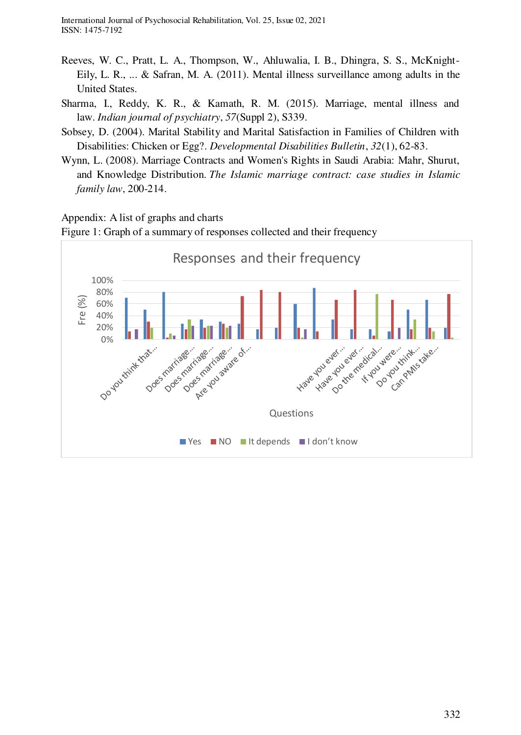Reeves, W. C., Pratt, L. A., Thompson, W., Ahluwalia, I. B., Dhingra, S. S., McKnight-Eily, L. R., ... & Safran, M. A. (2011). Mental illness surveillance among adults in the United States.

Sharma, I., Reddy, K. R., & Kamath, R. M. (2015). Marriage, mental illness and law. *Indian journal of psychiatry*, *57*(Suppl 2), S339.

Sobsey, D. (2004). Marital Stability and Marital Satisfaction in Families of Children with Disabilities: Chicken or Egg?. *Developmental Disabilities Bulletin*, *32*(1), 62-83.

Wynn, L. (2008). Marriage Contracts and Women's Rights in Saudi Arabia: Mahr, Shurut, and Knowledge Distribution. *The Islamic marriage contract: case studies in Islamic family law*, 200-214.

Appendix: A list of graphs and charts

Figure 1: Graph of a summary of responses collected and their frequency

Responses and their frequency

Fre (%): 0%, 20%, 40%, 60%, 80%, 100%

Questions: Do you think that..., Does marriage..., Does marriage..., Does marriage..., Are you aware of..., Have you ever..., Have you ever..., Do the medical..., If you were..., Do you think..., Can PMIs take...

Yes | NO | It depends | I don't know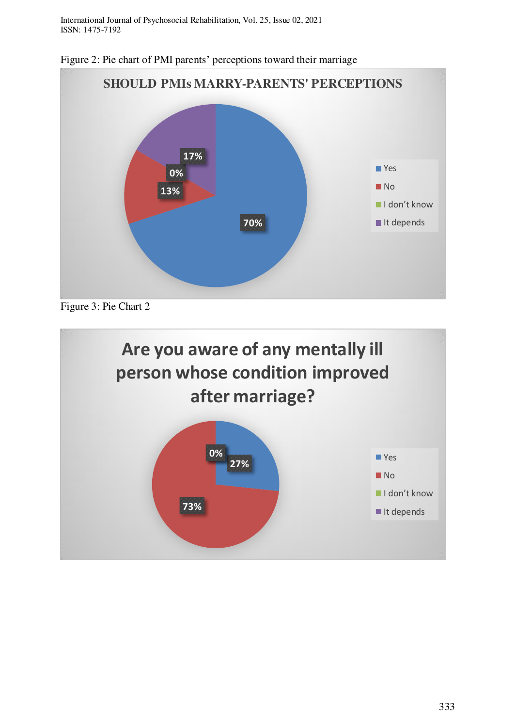Figure 2: Pie chart of PMI parents' perceptions toward their marriage

**SHOULD PMIs MARRY-PARENTS' PERCEPTIONS**

| Response | Percentage |
| --- | --- |
| Yes | 70% |
| No | 13% |
| I don't know | 0% |
| It depends | 17% |

Figure 3: Pie Chart 2

**Are you aware of any mentally ill person whose condition improved after marriage?**

| Response | Percentage |
| --- | --- |
| Yes | 27% |
| No | 73% |
| I don't know | 0% |
| It depends | |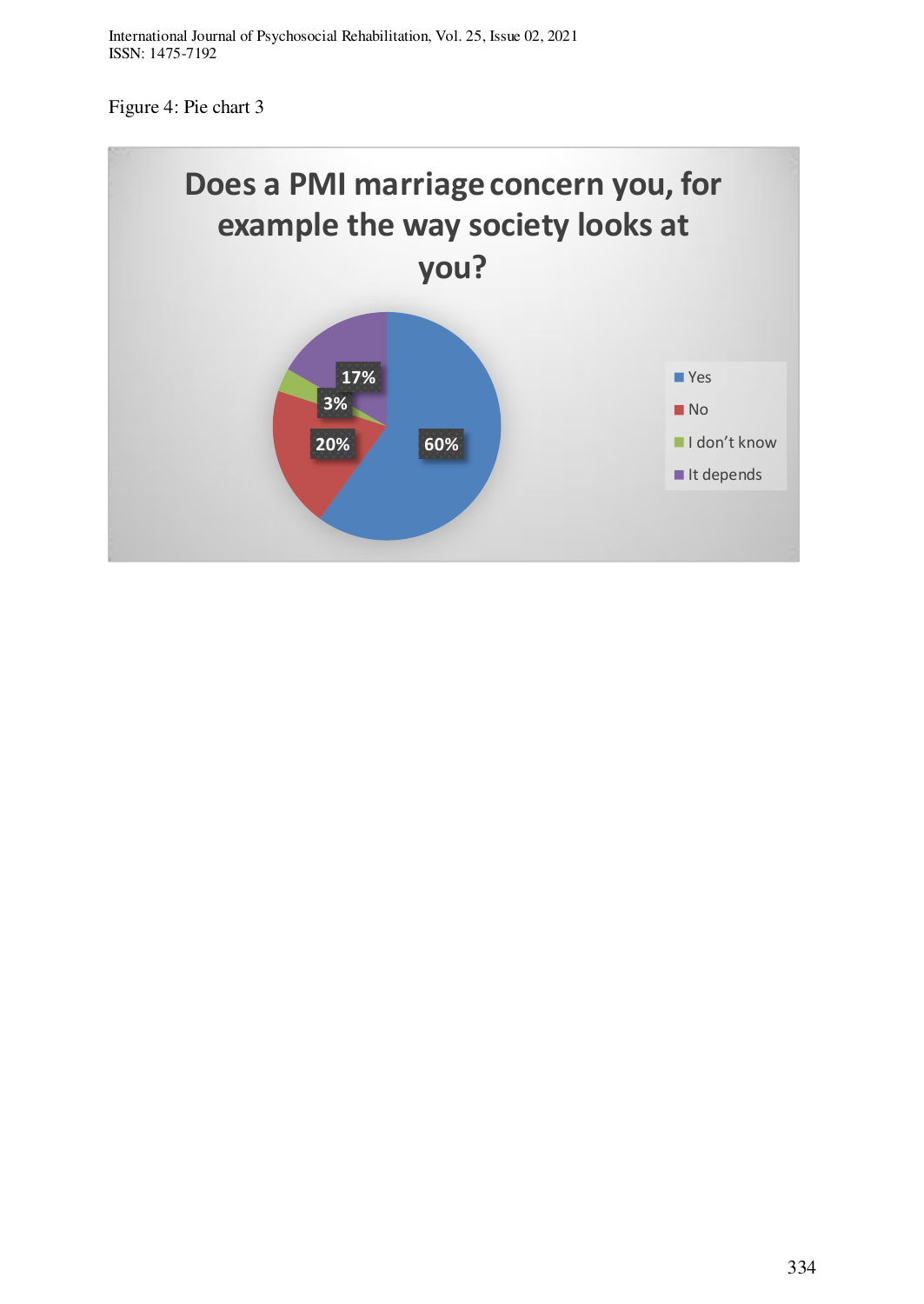Figure 4: Pie chart 3

Does a PMI marriage concern you, for example the way society looks at you?

17%

3%

20%

60%

Yes

No

I don't know

It depends